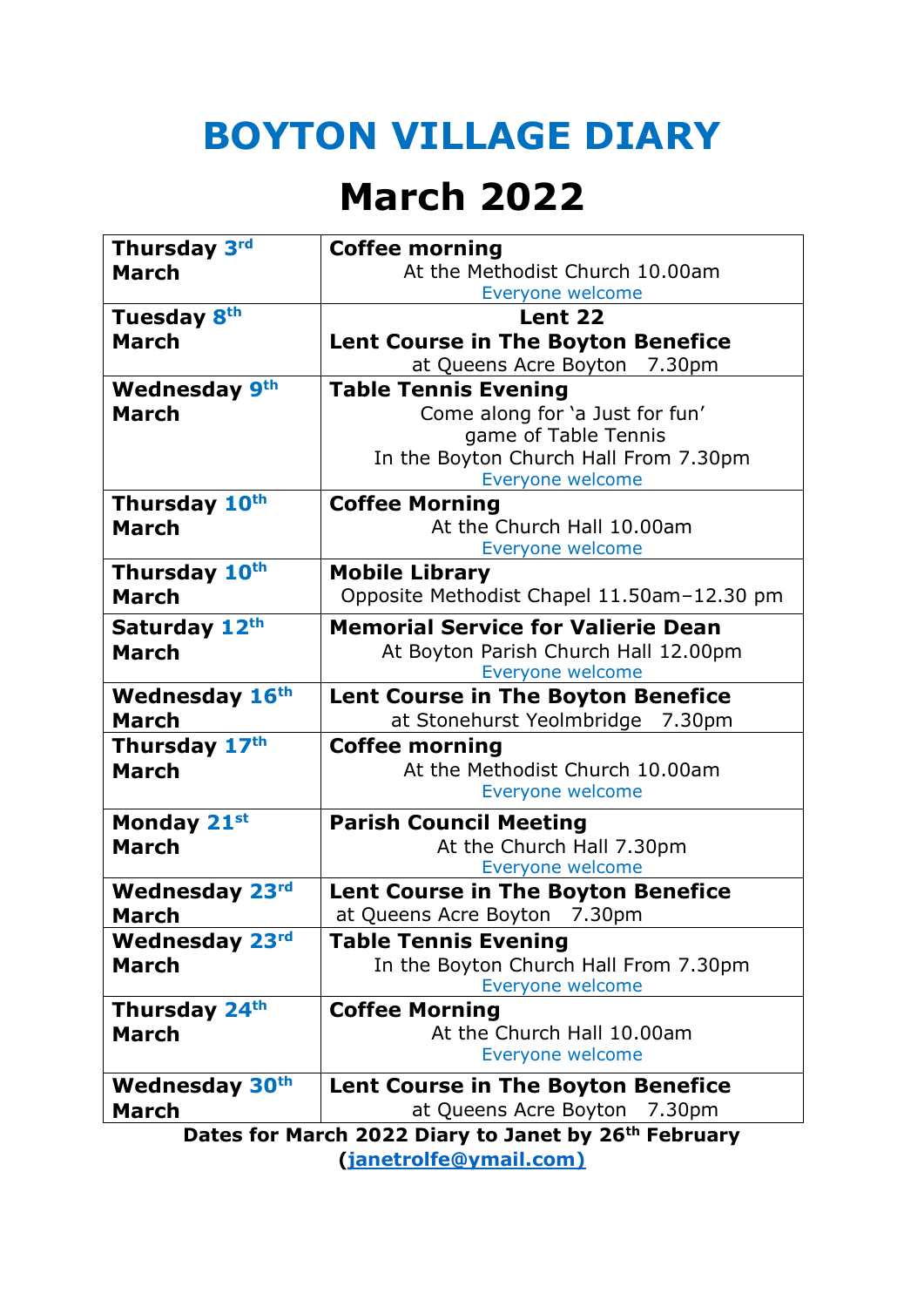# BOYTON VILLAGE DIARY

# March 2022

| | |
|---|---|
| **Thursday 3rd March** | **Coffee morning**<br>At the Methodist Church 10.00am<br>Everyone welcome |
| **Tuesday 8th March** | **Lent 22**<br>**Lent Course in The Boyton Benefice**<br>at Queens Acre Boyton 7.30pm |
| **Wednesday 9th March** | **Table Tennis Evening**<br>Come along for 'a Just for fun' game of Table Tennis<br>In the Boyton Church Hall From 7.30pm<br>Everyone welcome |
| **Thursday 10th March** | **Coffee Morning**<br>At the Church Hall 10.00am<br>Everyone welcome |
| **Thursday 10th March** | **Mobile Library**<br>Opposite Methodist Chapel 11.50am–12.30 pm |
| **Saturday 12th March** | **Memorial Service for Valierie Dean**<br>At Boyton Parish Church Hall 12.00pm<br>Everyone welcome |
| **Wednesday 16th March** | **Lent Course in The Boyton Benefice**<br>at Stonehurst Yeolmbridge 7.30pm |
| **Thursday 17th March** | **Coffee morning**<br>At the Methodist Church 10.00am<br>Everyone welcome |
| **Monday 21st March** | **Parish Council Meeting**<br>At the Church Hall 7.30pm<br>Everyone welcome |
| **Wednesday 23rd March** | **Lent Course in The Boyton Benefice**<br>at Queens Acre Boyton 7.30pm |
| **Wednesday 23rd March** | **Table Tennis Evening**<br>In the Boyton Church Hall From 7.30pm<br>Everyone welcome |
| **Thursday 24th March** | **Coffee Morning**<br>At the Church Hall 10.00am<br>Everyone welcome |
| **Wednesday 30th March** | **Lent Course in The Boyton Benefice**<br>at Queens Acre Boyton 7.30pm |

**Dates for March 2022 Diary to Janet by 26th February (janetrolfe@ymail.com)**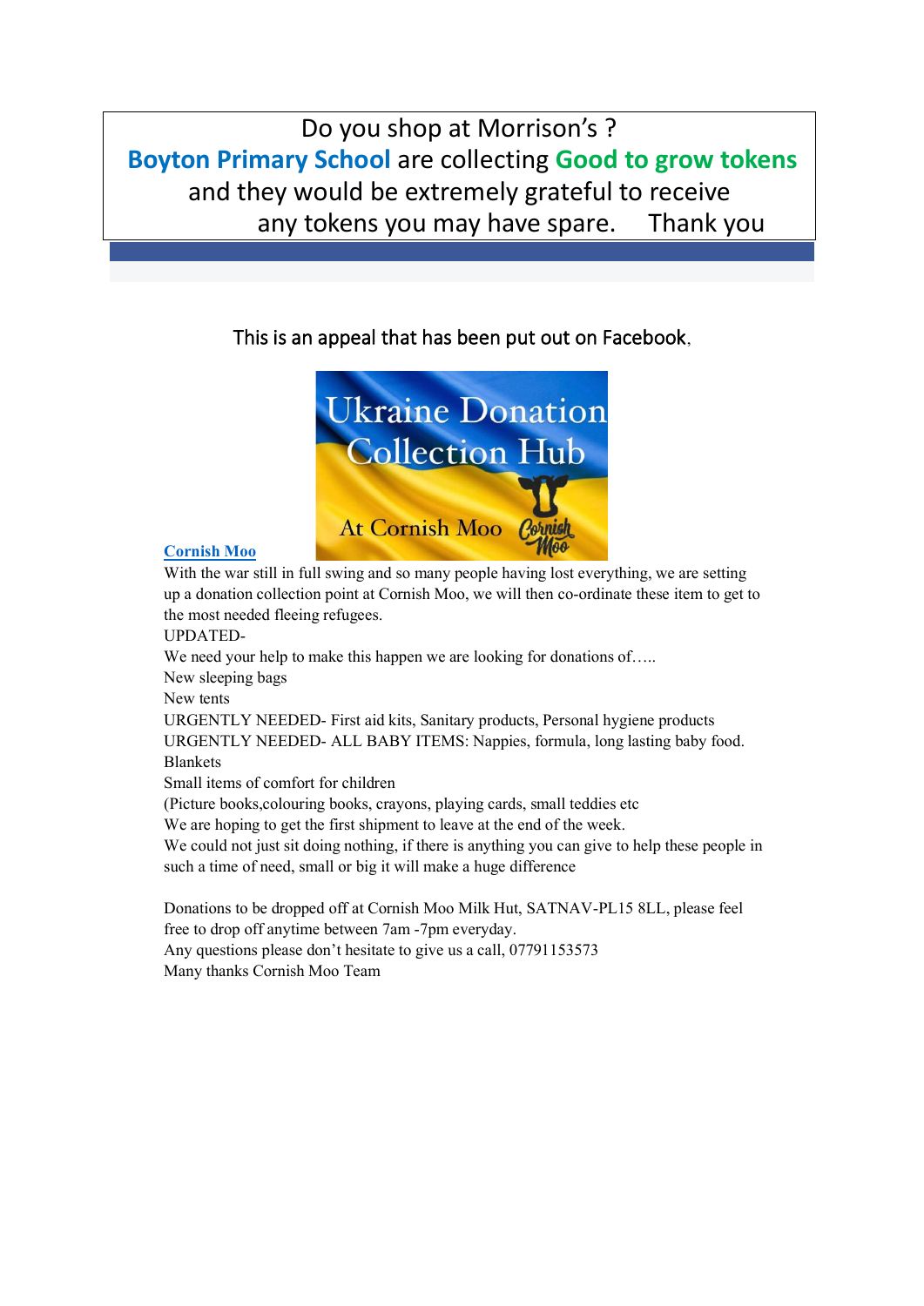Do you shop at Morrison's ?
**Boyton Primary School** are collecting **Good to grow tokens** and they would be extremely grateful to receive any tokens you may have spare. Thank you

This is an appeal that has been put out on Facebook,

Ukraine Donation Collection Hub

At Cornish Moo

**Cornish Moo**

With the war still in full swing and so many people having lost everything, we are setting up a donation collection point at Cornish Moo, we will then co-ordinate these item to get to the most needed fleeing refugees.

UPDATED-

We need your help to make this happen we are looking for donations of…..

New sleeping bags

New tents

URGENTLY NEEDED- First aid kits, Sanitary products, Personal hygiene products

URGENTLY NEEDED- ALL BABY ITEMS: Nappies, formula, long lasting baby food.

Blankets

Small items of comfort for children

(Picture books,colouring books, crayons, playing cards, small teddies etc

We are hoping to get the first shipment to leave at the end of the week.

We could not just sit doing nothing, if there is anything you can give to help these people in such a time of need, small or big it will make a huge difference

Donations to be dropped off at Cornish Moo Milk Hut, SATNAV-PL15 8LL, please feel free to drop off anytime between 7am -7pm everyday.

Any questions please don't hesitate to give us a call, 07791153573

Many thanks Cornish Moo Team